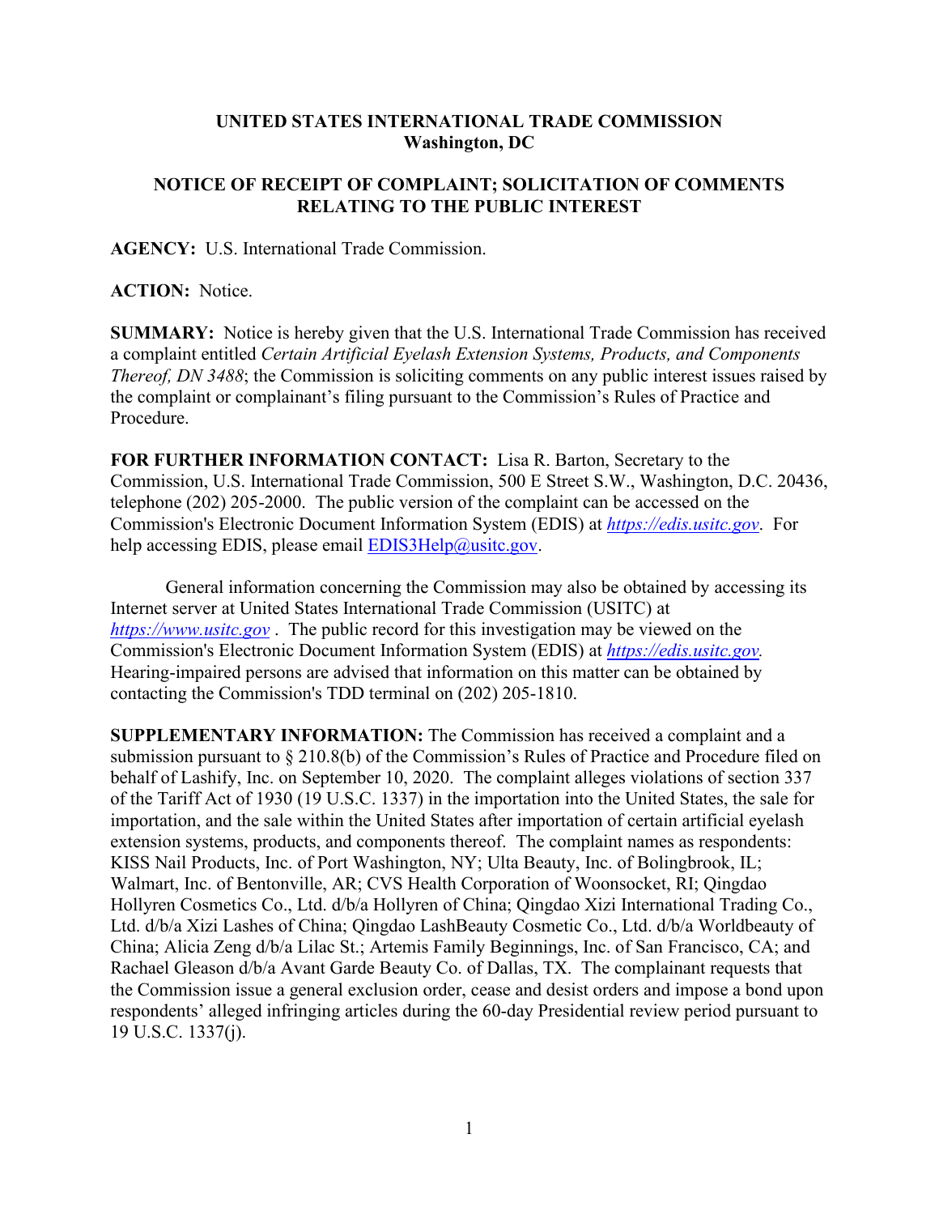**UNITED STATES INTERNATIONAL TRADE COMMISSION**
**Washington, DC**

**NOTICE OF RECEIPT OF COMPLAINT; SOLICITATION OF COMMENTS RELATING TO THE PUBLIC INTEREST**

**AGENCY:** U.S. International Trade Commission.

**ACTION:** Notice.

**SUMMARY:** Notice is hereby given that the U.S. International Trade Commission has received a complaint entitled *Certain Artificial Eyelash Extension Systems, Products, and Components Thereof, DN 3488*; the Commission is soliciting comments on any public interest issues raised by the complaint or complainant's filing pursuant to the Commission's Rules of Practice and Procedure.

**FOR FURTHER INFORMATION CONTACT:** Lisa R. Barton, Secretary to the Commission, U.S. International Trade Commission, 500 E Street S.W., Washington, D.C. 20436, telephone (202) 205-2000. The public version of the complaint can be accessed on the Commission's Electronic Document Information System (EDIS) at *https://edis.usitc.gov*. For help accessing EDIS, please email EDIS3Help@usitc.gov.

General information concerning the Commission may also be obtained by accessing its Internet server at United States International Trade Commission (USITC) at *https://www.usitc.gov* . The public record for this investigation may be viewed on the Commission's Electronic Document Information System (EDIS) at *https://edis.usitc.gov.* Hearing-impaired persons are advised that information on this matter can be obtained by contacting the Commission's TDD terminal on (202) 205-1810.

**SUPPLEMENTARY INFORMATION:** The Commission has received a complaint and a submission pursuant to § 210.8(b) of the Commission's Rules of Practice and Procedure filed on behalf of Lashify, Inc. on September 10, 2020. The complaint alleges violations of section 337 of the Tariff Act of 1930 (19 U.S.C. 1337) in the importation into the United States, the sale for importation, and the sale within the United States after importation of certain artificial eyelash extension systems, products, and components thereof. The complaint names as respondents: KISS Nail Products, Inc. of Port Washington, NY; Ulta Beauty, Inc. of Bolingbrook, IL; Walmart, Inc. of Bentonville, AR; CVS Health Corporation of Woonsocket, RI; Qingdao Hollyren Cosmetics Co., Ltd. d/b/a Hollyren of China; Qingdao Xizi International Trading Co., Ltd. d/b/a Xizi Lashes of China; Qingdao LashBeauty Cosmetic Co., Ltd. d/b/a Worldbeauty of China; Alicia Zeng d/b/a Lilac St.; Artemis Family Beginnings, Inc. of San Francisco, CA; and Rachael Gleason d/b/a Avant Garde Beauty Co. of Dallas, TX. The complainant requests that the Commission issue a general exclusion order, cease and desist orders and impose a bond upon respondents' alleged infringing articles during the 60-day Presidential review period pursuant to 19 U.S.C. 1337(j).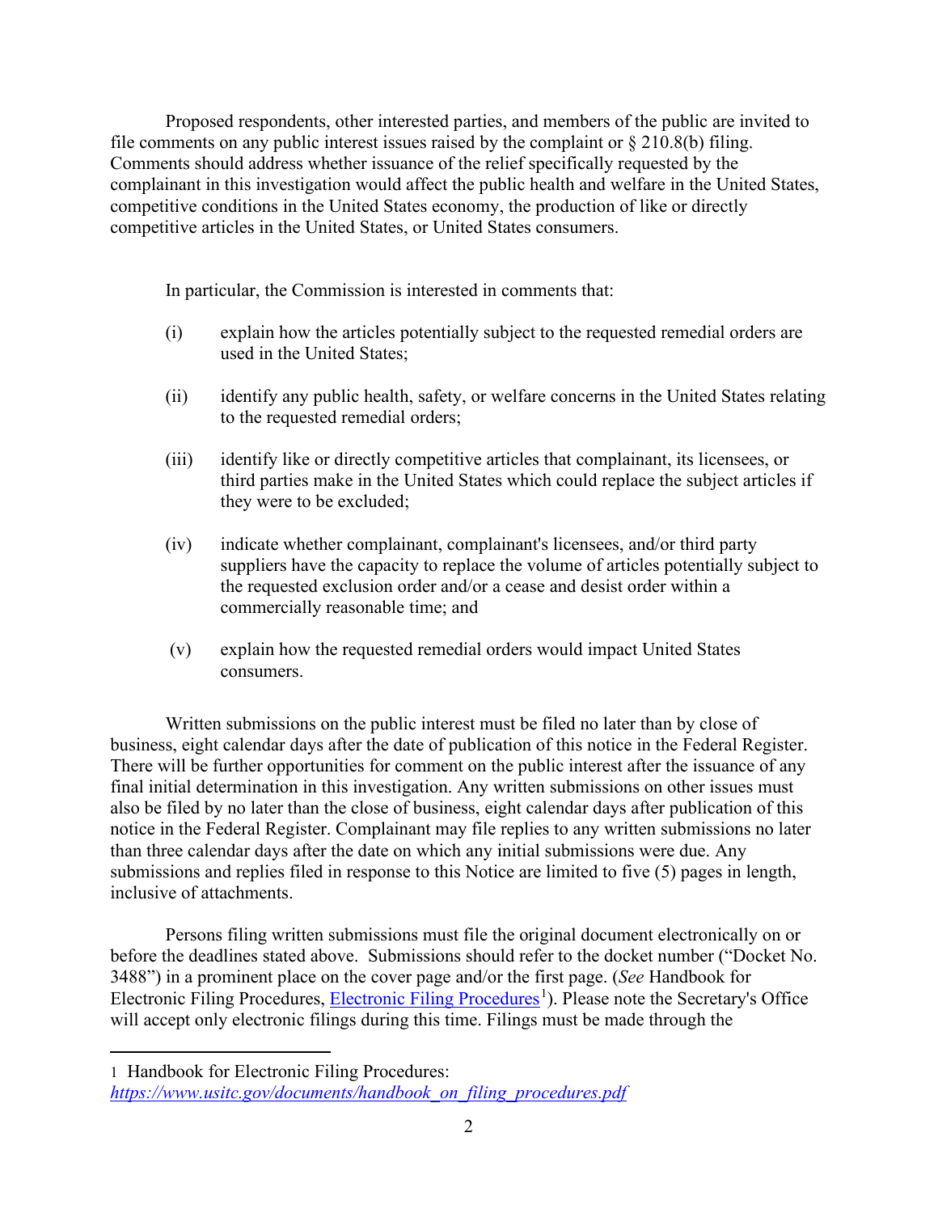Proposed respondents, other interested parties, and members of the public are invited to file comments on any public interest issues raised by the complaint or § 210.8(b) filing. Comments should address whether issuance of the relief specifically requested by the complainant in this investigation would affect the public health and welfare in the United States, competitive conditions in the United States economy, the production of like or directly competitive articles in the United States, or United States consumers.

In particular, the Commission is interested in comments that:

(i) explain how the articles potentially subject to the requested remedial orders are used in the United States;

(ii) identify any public health, safety, or welfare concerns in the United States relating to the requested remedial orders;

(iii) identify like or directly competitive articles that complainant, its licensees, or third parties make in the United States which could replace the subject articles if they were to be excluded;

(iv) indicate whether complainant, complainant's licensees, and/or third party suppliers have the capacity to replace the volume of articles potentially subject to the requested exclusion order and/or a cease and desist order within a commercially reasonable time; and

(v) explain how the requested remedial orders would impact United States consumers.

Written submissions on the public interest must be filed no later than by close of business, eight calendar days after the date of publication of this notice in the Federal Register. There will be further opportunities for comment on the public interest after the issuance of any final initial determination in this investigation. Any written submissions on other issues must also be filed by no later than the close of business, eight calendar days after publication of this notice in the Federal Register. Complainant may file replies to any written submissions no later than three calendar days after the date on which any initial submissions were due. Any submissions and replies filed in response to this Notice are limited to five (5) pages in length, inclusive of attachments.

Persons filing written submissions must file the original document electronically on or before the deadlines stated above. Submissions should refer to the docket number ("Docket No. 3488") in a prominent place on the cover page and/or the first page. (*See* Handbook for Electronic Filing Procedures, Electronic Filing Procedures[1]). Please note the Secretary's Office will accept only electronic filings during this time. Filings must be made through the

---

[1] Handbook for Electronic Filing Procedures: *https://www.usitc.gov/documents/handbook_on_filing_procedures.pdf*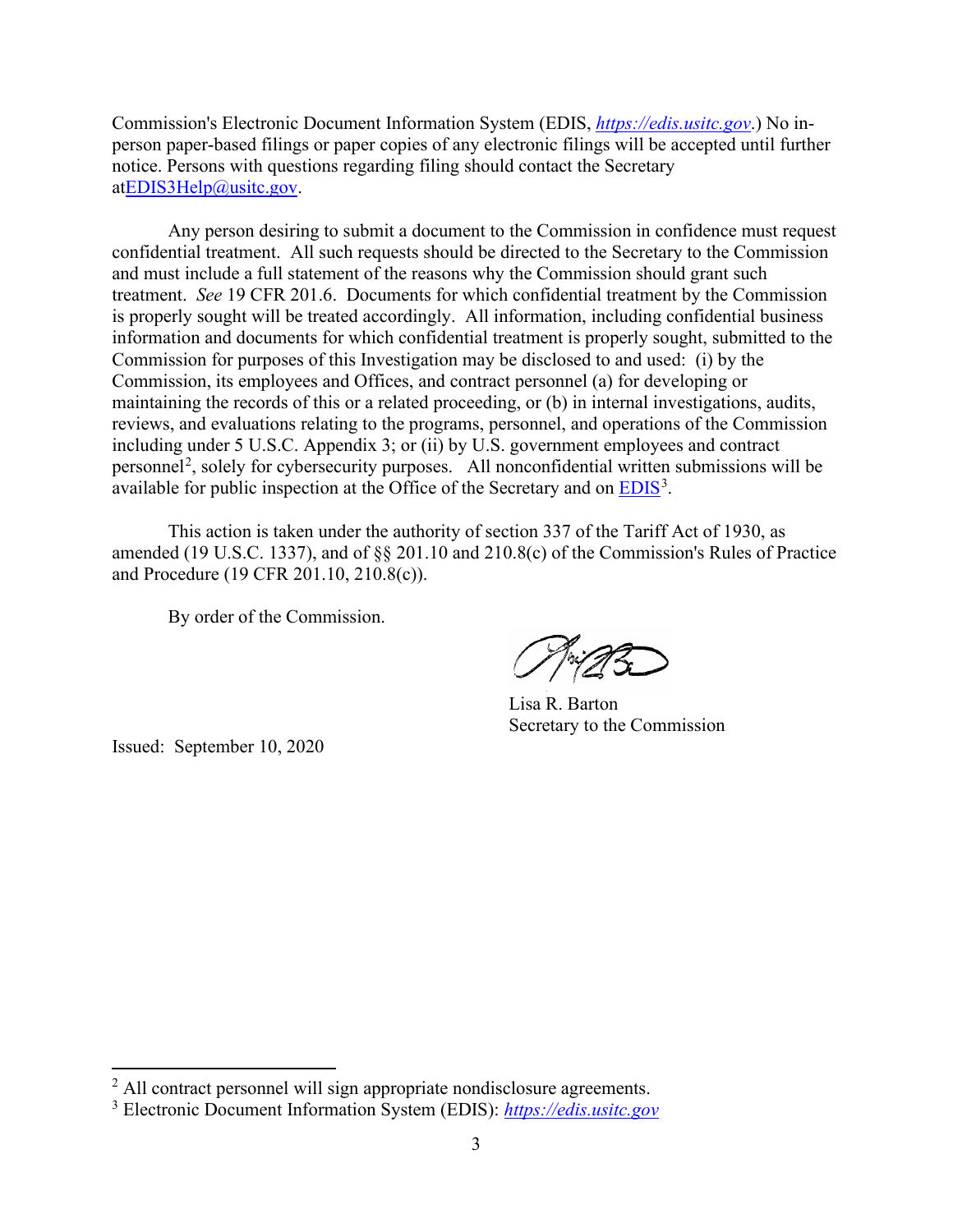Commission's Electronic Document Information System (EDIS, *https://edis.usitc.gov*.) No in-person paper-based filings or paper copies of any electronic filings will be accepted until further notice. Persons with questions regarding filing should contact the Secretary atEDIS3Help@usitc.gov.

Any person desiring to submit a document to the Commission in confidence must request confidential treatment. All such requests should be directed to the Secretary to the Commission and must include a full statement of the reasons why the Commission should grant such treatment. *See* 19 CFR 201.6. Documents for which confidential treatment by the Commission is properly sought will be treated accordingly. All information, including confidential business information and documents for which confidential treatment is properly sought, submitted to the Commission for purposes of this Investigation may be disclosed to and used: (i) by the Commission, its employees and Offices, and contract personnel (a) for developing or maintaining the records of this or a related proceeding, or (b) in internal investigations, audits, reviews, and evaluations relating to the programs, personnel, and operations of the Commission including under 5 U.S.C. Appendix 3; or (ii) by U.S. government employees and contract personnel[2], solely for cybersecurity purposes. All nonconfidential written submissions will be available for public inspection at the Office of the Secretary and on EDIS[3].

This action is taken under the authority of section 337 of the Tariff Act of 1930, as amended (19 U.S.C. 1337), and of §§ 201.10 and 210.8(c) of the Commission's Rules of Practice and Procedure (19 CFR 201.10, 210.8(c)).

By order of the Commission.

Lisa R. Barton
Secretary to the Commission

Issued: September 10, 2020

[2] All contract personnel will sign appropriate nondisclosure agreements.

[3] Electronic Document Information System (EDIS): *https://edis.usitc.gov*